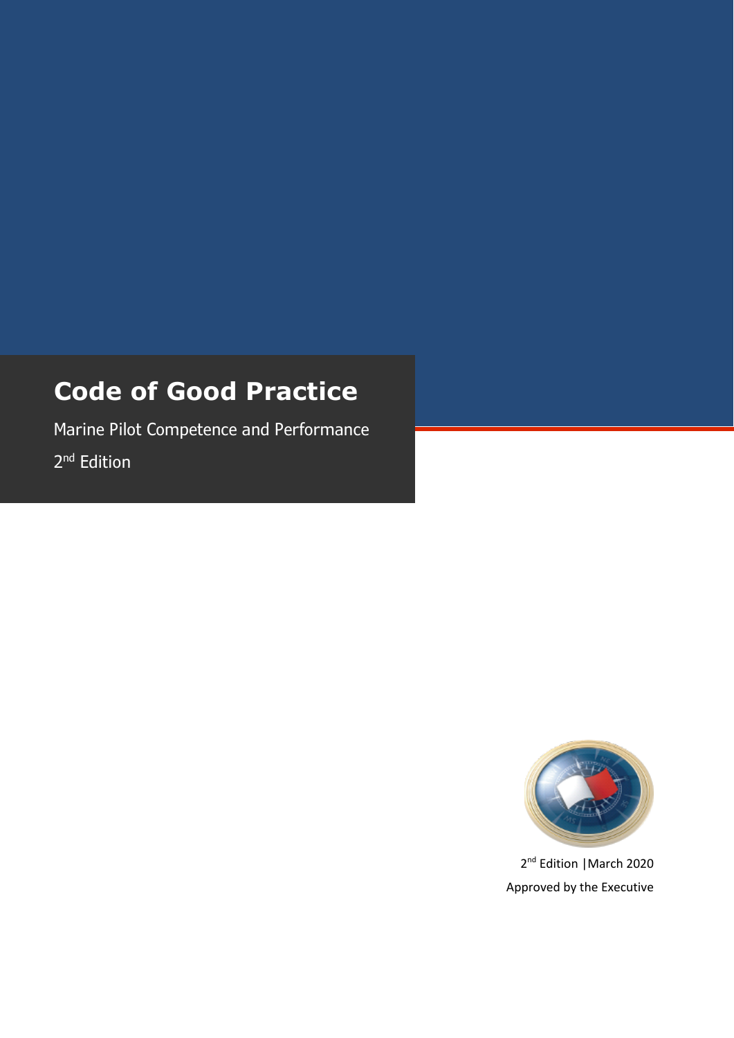# Code of Good Practice

Marine Pilot Competence and Performance

2nd Edition

2nd Edition | March 2020

Approved by the Executive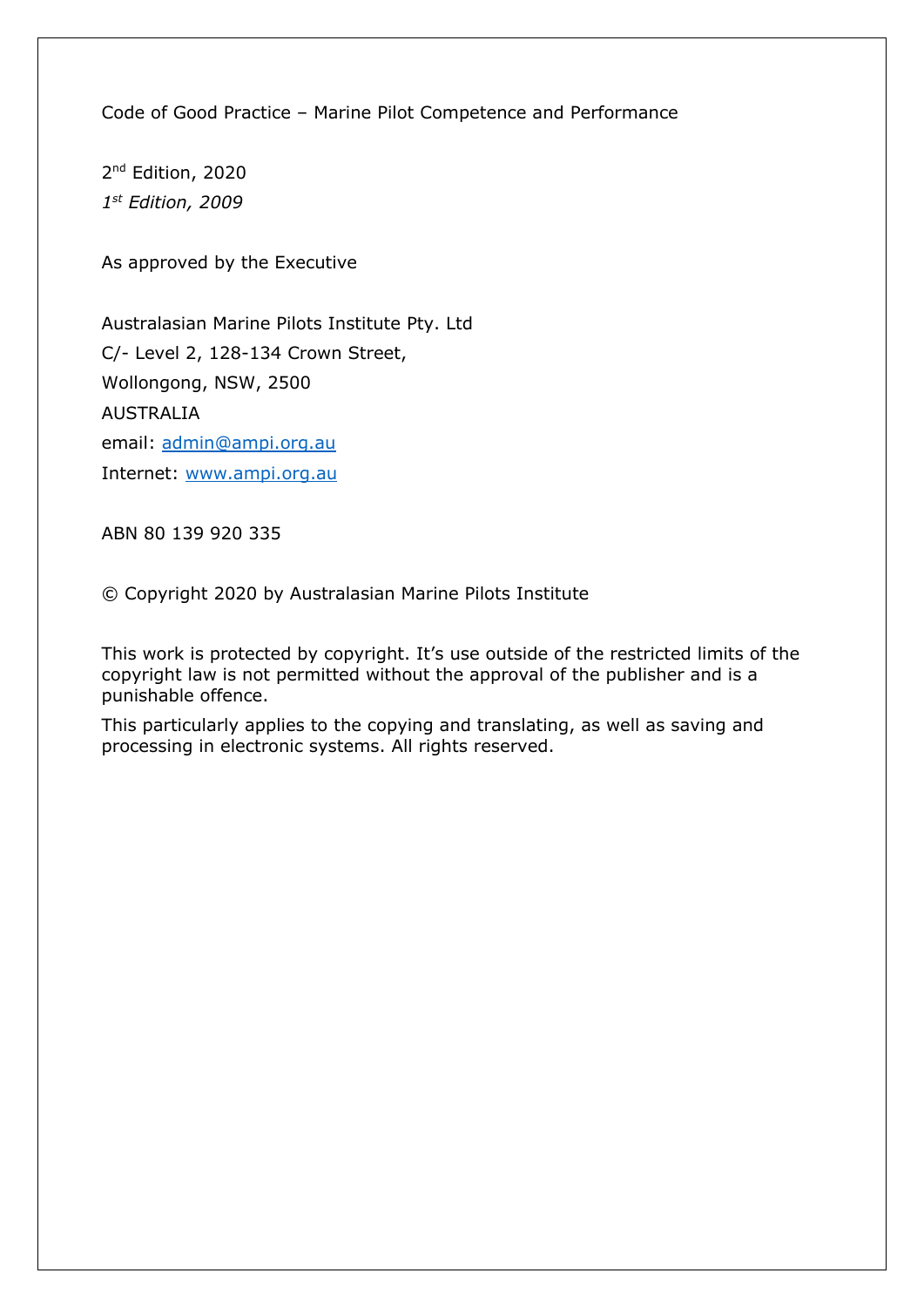Code of Good Practice – Marine Pilot Competence and Performance

2nd Edition, 2020

*1st Edition, 2009*

As approved by the Executive

Australasian Marine Pilots Institute Pty. Ltd

C/- Level 2, 128-134 Crown Street,

Wollongong, NSW, 2500

AUSTRALIA

email: admin@ampi.org.au

Internet: www.ampi.org.au

ABN 80 139 920 335

© Copyright 2020 by Australasian Marine Pilots Institute

This work is protected by copyright. It's use outside of the restricted limits of the copyright law is not permitted without the approval of the publisher and is a punishable offence.

This particularly applies to the copying and translating, as well as saving and processing in electronic systems. All rights reserved.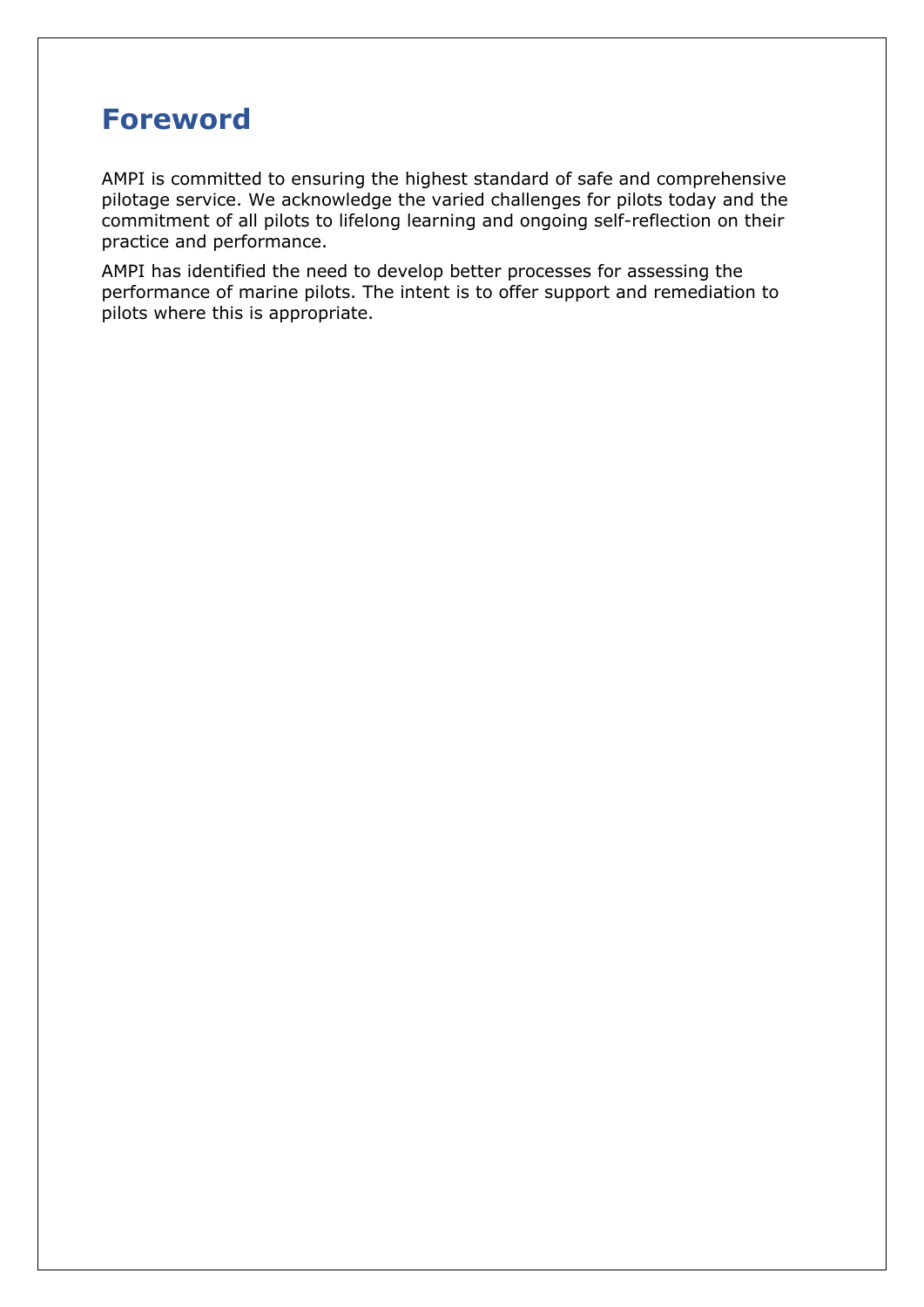# Foreword

AMPI is committed to ensuring the highest standard of safe and comprehensive pilotage service. We acknowledge the varied challenges for pilots today and the commitment of all pilots to lifelong learning and ongoing self-reflection on their practice and performance.

AMPI has identified the need to develop better processes for assessing the performance of marine pilots. The intent is to offer support and remediation to pilots where this is appropriate.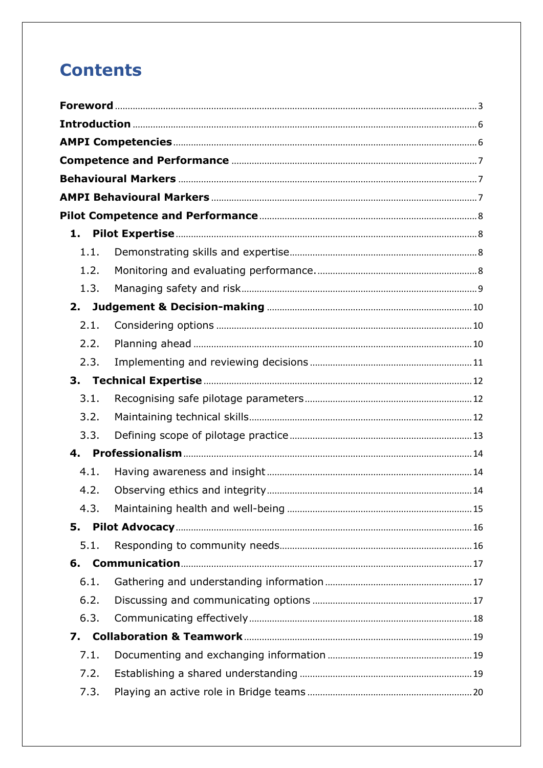# Contents

**Foreword** .......... 3

**Introduction** .......... 6

**AMPI Competencies** .......... 6

**Competence and Performance** .......... 7

**Behavioural Markers** .......... 7

**AMPI Behavioural Markers** .......... 7

**Pilot Competence and Performance** .......... 8

- **1. Pilot Expertise** .......... 8
  - 1.1. Demonstrating skills and expertise .......... 8
  - 1.2. Monitoring and evaluating performance. .......... 8
  - 1.3. Managing safety and risk .......... 9
- **2. Judgement & Decision-making** .......... 10
  - 2.1. Considering options .......... 10
  - 2.2. Planning ahead .......... 10
  - 2.3. Implementing and reviewing decisions .......... 11
- **3. Technical Expertise** .......... 12
  - 3.1. Recognising safe pilotage parameters .......... 12
  - 3.2. Maintaining technical skills .......... 12
  - 3.3. Defining scope of pilotage practice .......... 13
- **4. Professionalism** .......... 14
  - 4.1. Having awareness and insight .......... 14
  - 4.2. Observing ethics and integrity .......... 14
  - 4.3. Maintaining health and well-being .......... 15
- **5. Pilot Advocacy** .......... 16
  - 5.1. Responding to community needs .......... 16
- **6. Communication** .......... 17
  - 6.1. Gathering and understanding information .......... 17
  - 6.2. Discussing and communicating options .......... 17
  - 6.3. Communicating effectively .......... 18
- **7. Collaboration & Teamwork** .......... 19
  - 7.1. Documenting and exchanging information .......... 19
  - 7.2. Establishing a shared understanding .......... 19
  - 7.3. Playing an active role in Bridge teams .......... 20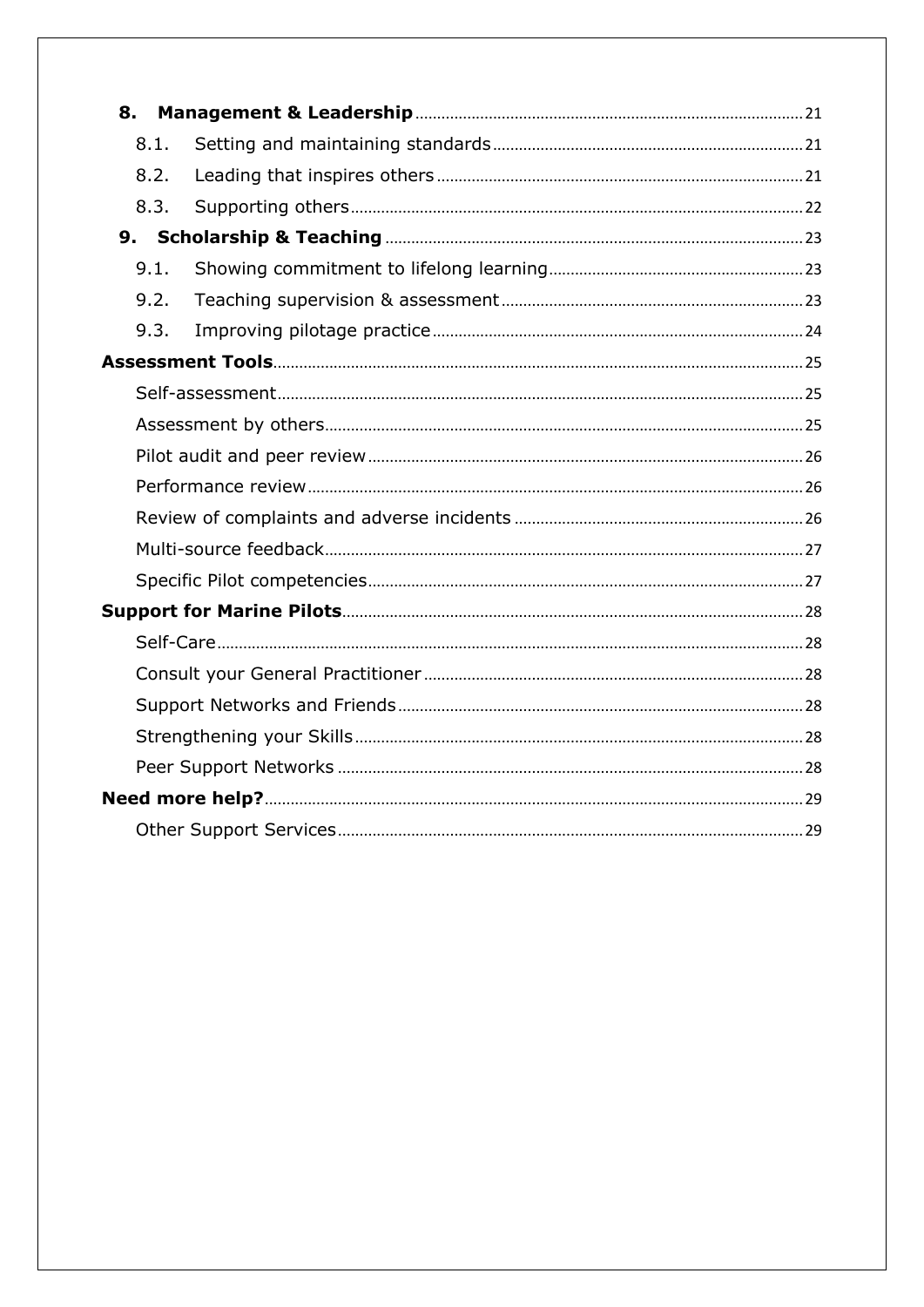**8. Management & Leadership** ........................................ 21

8.1. Setting and maintaining standards ........................................ 21

8.2. Leading that inspires others ........................................ 21

8.3. Supporting others ........................................ 22

**9. Scholarship & Teaching** ........................................ 23

9.1. Showing commitment to lifelong learning ........................................ 23

9.2. Teaching supervision & assessment ........................................ 23

9.3. Improving pilotage practice ........................................ 24

**Assessment Tools** ........................................ 25

Self-assessment ........................................ 25

Assessment by others ........................................ 25

Pilot audit and peer review ........................................ 26

Performance review ........................................ 26

Review of complaints and adverse incidents ........................................ 26

Multi-source feedback ........................................ 27

Specific Pilot competencies ........................................ 27

**Support for Marine Pilots** ........................................ 28

Self-Care ........................................ 28

Consult your General Practitioner ........................................ 28

Support Networks and Friends ........................................ 28

Strengthening your Skills ........................................ 28

Peer Support Networks ........................................ 28

**Need more help?** ........................................ 29

Other Support Services ........................................ 29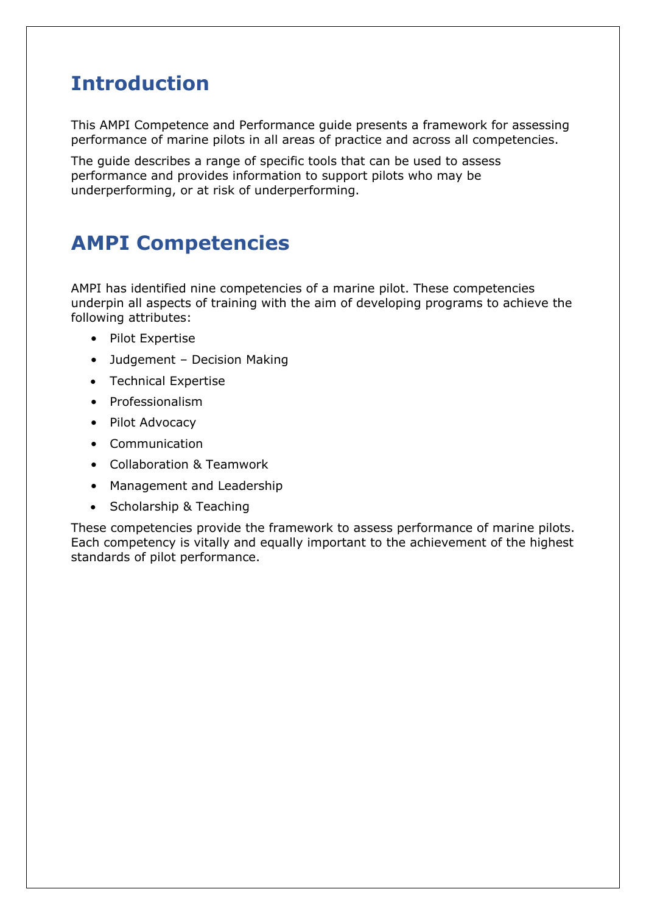# Introduction

This AMPI Competence and Performance guide presents a framework for assessing performance of marine pilots in all areas of practice and across all competencies.

The guide describes a range of specific tools that can be used to assess performance and provides information to support pilots who may be underperforming, or at risk of underperforming.

# AMPI Competencies

AMPI has identified nine competencies of a marine pilot. These competencies underpin all aspects of training with the aim of developing programs to achieve the following attributes:

- Pilot Expertise
- Judgement – Decision Making
- Technical Expertise
- Professionalism
- Pilot Advocacy
- Communication
- Collaboration & Teamwork
- Management and Leadership
- Scholarship & Teaching

These competencies provide the framework to assess performance of marine pilots. Each competency is vitally and equally important to the achievement of the highest standards of pilot performance.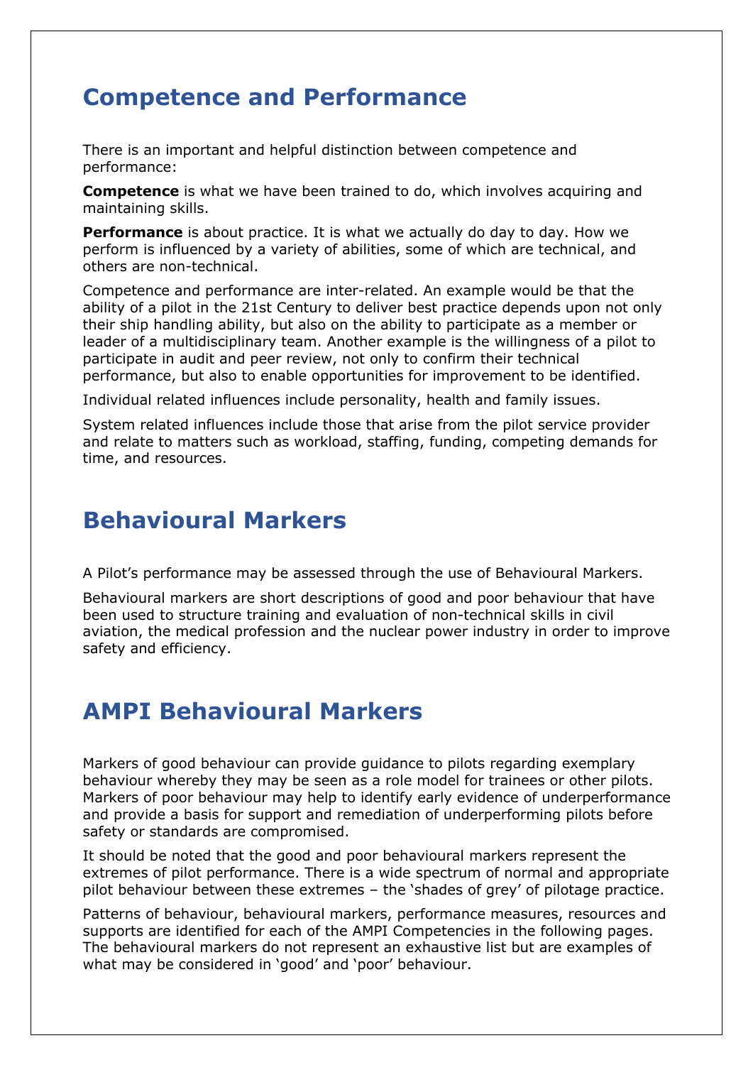## Competence and Performance

There is an important and helpful distinction between competence and performance:

**Competence** is what we have been trained to do, which involves acquiring and maintaining skills.

**Performance** is about practice. It is what we actually do day to day. How we perform is influenced by a variety of abilities, some of which are technical, and others are non-technical.

Competence and performance are inter-related. An example would be that the ability of a pilot in the 21st Century to deliver best practice depends upon not only their ship handling ability, but also on the ability to participate as a member or leader of a multidisciplinary team. Another example is the willingness of a pilot to participate in audit and peer review, not only to confirm their technical performance, but also to enable opportunities for improvement to be identified.

Individual related influences include personality, health and family issues.

System related influences include those that arise from the pilot service provider and relate to matters such as workload, staffing, funding, competing demands for time, and resources.

## Behavioural Markers

A Pilot's performance may be assessed through the use of Behavioural Markers.

Behavioural markers are short descriptions of good and poor behaviour that have been used to structure training and evaluation of non-technical skills in civil aviation, the medical profession and the nuclear power industry in order to improve safety and efficiency.

## AMPI Behavioural Markers

Markers of good behaviour can provide guidance to pilots regarding exemplary behaviour whereby they may be seen as a role model for trainees or other pilots. Markers of poor behaviour may help to identify early evidence of underperformance and provide a basis for support and remediation of underperforming pilots before safety or standards are compromised.

It should be noted that the good and poor behavioural markers represent the extremes of pilot performance. There is a wide spectrum of normal and appropriate pilot behaviour between these extremes – the 'shades of grey' of pilotage practice.

Patterns of behaviour, behavioural markers, performance measures, resources and supports are identified for each of the AMPI Competencies in the following pages. The behavioural markers do not represent an exhaustive list but are examples of what may be considered in 'good' and 'poor' behaviour.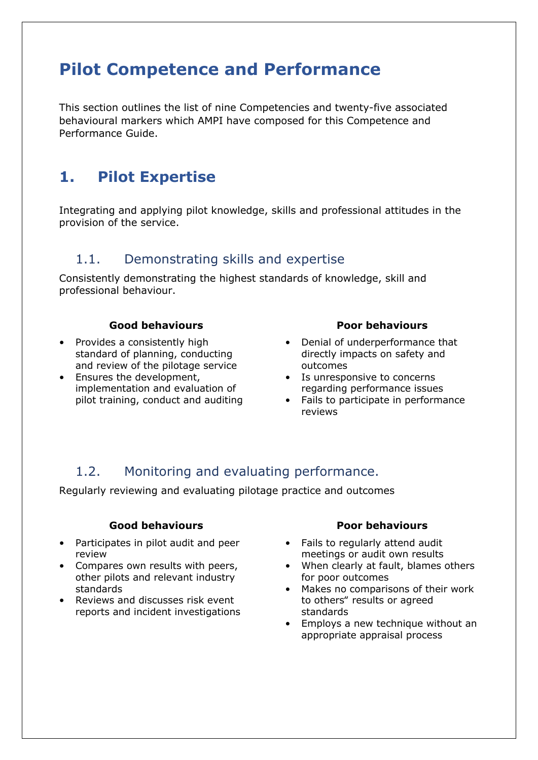# Pilot Competence and Performance

This section outlines the list of nine Competencies and twenty-five associated behavioural markers which AMPI have composed for this Competence and Performance Guide.

## 1. Pilot Expertise

Integrating and applying pilot knowledge, skills and professional attitudes in the provision of the service.

### 1.1. Demonstrating skills and expertise

Consistently demonstrating the highest standards of knowledge, skill and professional behaviour.

**Good behaviours**

- Provides a consistently high standard of planning, conducting and review of the pilotage service
- Ensures the development, implementation and evaluation of pilot training, conduct and auditing

**Poor behaviours**

- Denial of underperformance that directly impacts on safety and outcomes
- Is unresponsive to concerns regarding performance issues
- Fails to participate in performance reviews

### 1.2. Monitoring and evaluating performance.

Regularly reviewing and evaluating pilotage practice and outcomes

**Good behaviours**

- Participates in pilot audit and peer review
- Compares own results with peers, other pilots and relevant industry standards
- Reviews and discusses risk event reports and incident investigations

**Poor behaviours**

- Fails to regularly attend audit meetings or audit own results
- When clearly at fault, blames others for poor outcomes
- Makes no comparisons of their work to others" results or agreed standards
- Employs a new technique without an appropriate appraisal process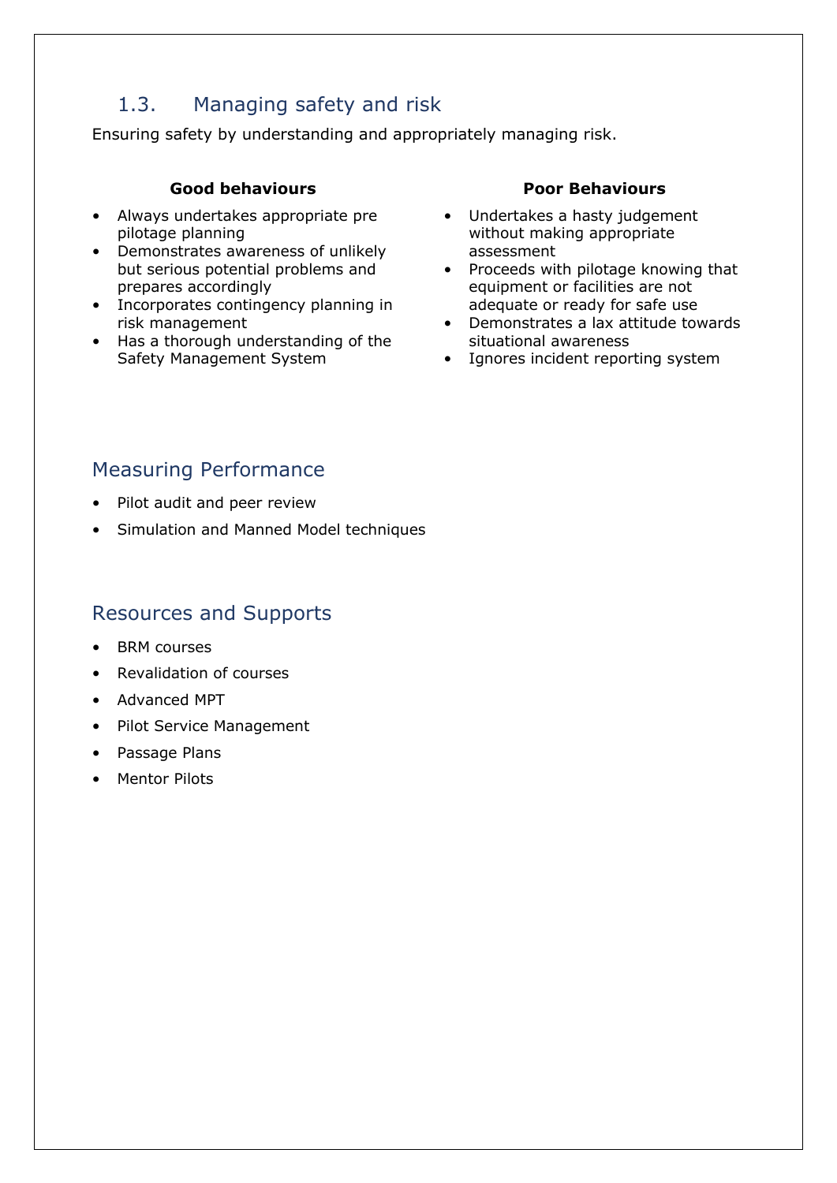## 1.3. Managing safety and risk

Ensuring safety by understanding and appropriately managing risk.

**Good behaviours**

- Always undertakes appropriate pre pilotage planning
- Demonstrates awareness of unlikely but serious potential problems and prepares accordingly
- Incorporates contingency planning in risk management
- Has a thorough understanding of the Safety Management System

**Poor Behaviours**

- Undertakes a hasty judgement without making appropriate assessment
- Proceeds with pilotage knowing that equipment or facilities are not adequate or ready for safe use
- Demonstrates a lax attitude towards situational awareness
- Ignores incident reporting system

### Measuring Performance

- Pilot audit and peer review
- Simulation and Manned Model techniques

### Resources and Supports

- BRM courses
- Revalidation of courses
- Advanced MPT
- Pilot Service Management
- Passage Plans
- Mentor Pilots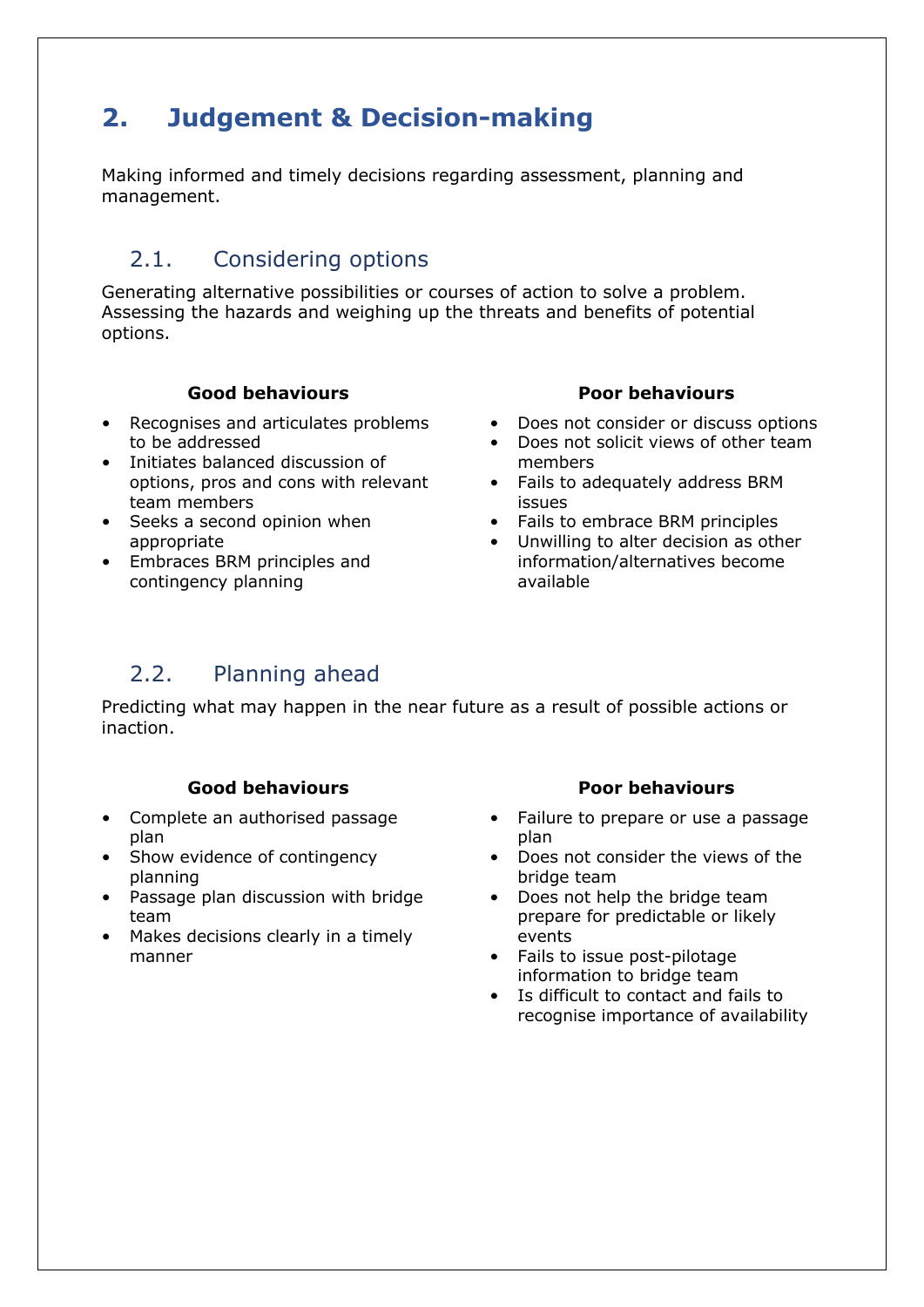## 2. Judgement & Decision-making

Making informed and timely decisions regarding assessment, planning and management.

### 2.1. Considering options

Generating alternative possibilities or courses of action to solve a problem. Assessing the hazards and weighing up the threats and benefits of potential options.

**Good behaviours**

- Recognises and articulates problems to be addressed
- Initiates balanced discussion of options, pros and cons with relevant team members
- Seeks a second opinion when appropriate
- Embraces BRM principles and contingency planning

**Poor behaviours**

- Does not consider or discuss options
- Does not solicit views of other team members
- Fails to adequately address BRM issues
- Fails to embrace BRM principles
- Unwilling to alter decision as other information/alternatives become available

### 2.2. Planning ahead

Predicting what may happen in the near future as a result of possible actions or inaction.

**Good behaviours**

- Complete an authorised passage plan
- Show evidence of contingency planning
- Passage plan discussion with bridge team
- Makes decisions clearly in a timely manner

**Poor behaviours**

- Failure to prepare or use a passage plan
- Does not consider the views of the bridge team
- Does not help the bridge team prepare for predictable or likely events
- Fails to issue post-pilotage information to bridge team
- Is difficult to contact and fails to recognise importance of availability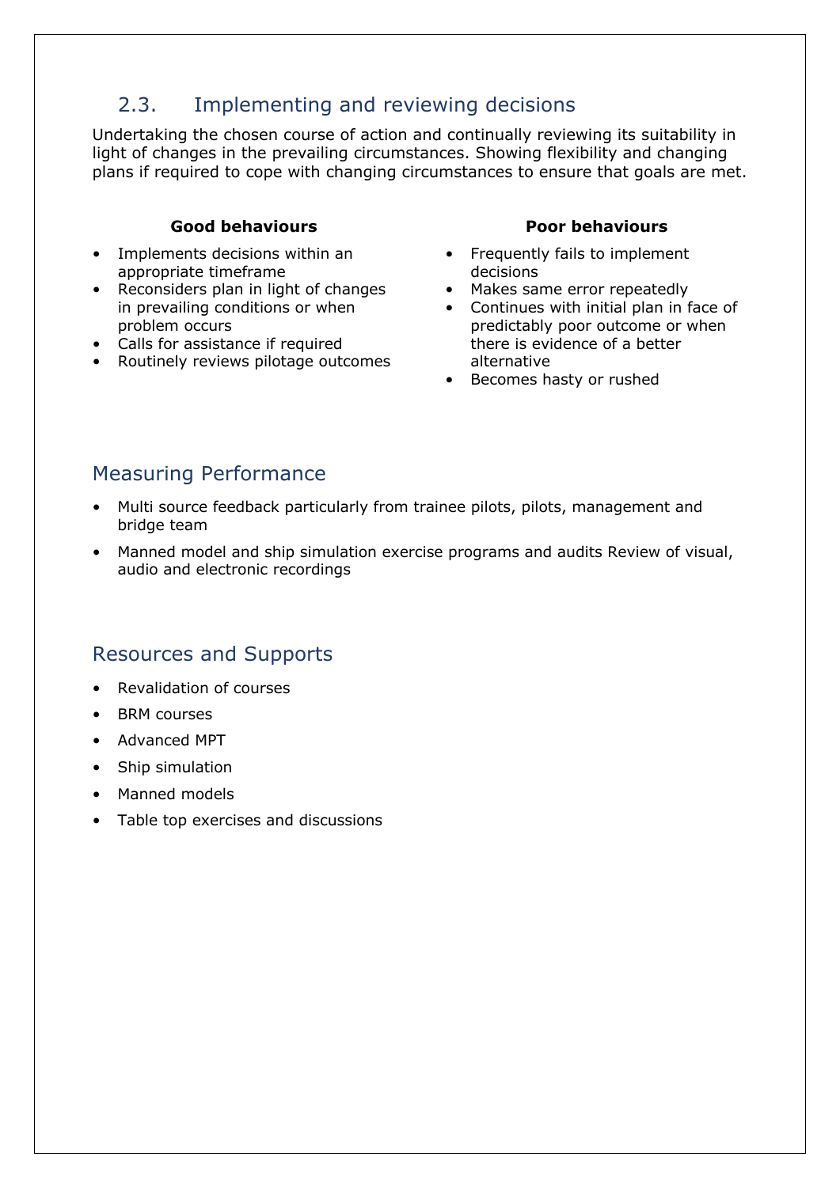## 2.3. Implementing and reviewing decisions

Undertaking the chosen course of action and continually reviewing its suitability in light of changes in the prevailing circumstances. Showing flexibility and changing plans if required to cope with changing circumstances to ensure that goals are met.

**Good behaviours**

- Implements decisions within an appropriate timeframe
- Reconsiders plan in light of changes in prevailing conditions or when problem occurs
- Calls for assistance if required
- Routinely reviews pilotage outcomes

**Poor behaviours**

- Frequently fails to implement decisions
- Makes same error repeatedly
- Continues with initial plan in face of predictably poor outcome or when there is evidence of a better alternative
- Becomes hasty or rushed

## Measuring Performance

- Multi source feedback particularly from trainee pilots, pilots, management and bridge team
- Manned model and ship simulation exercise programs and audits Review of visual, audio and electronic recordings

## Resources and Supports

- Revalidation of courses
- BRM courses
- Advanced MPT
- Ship simulation
- Manned models
- Table top exercises and discussions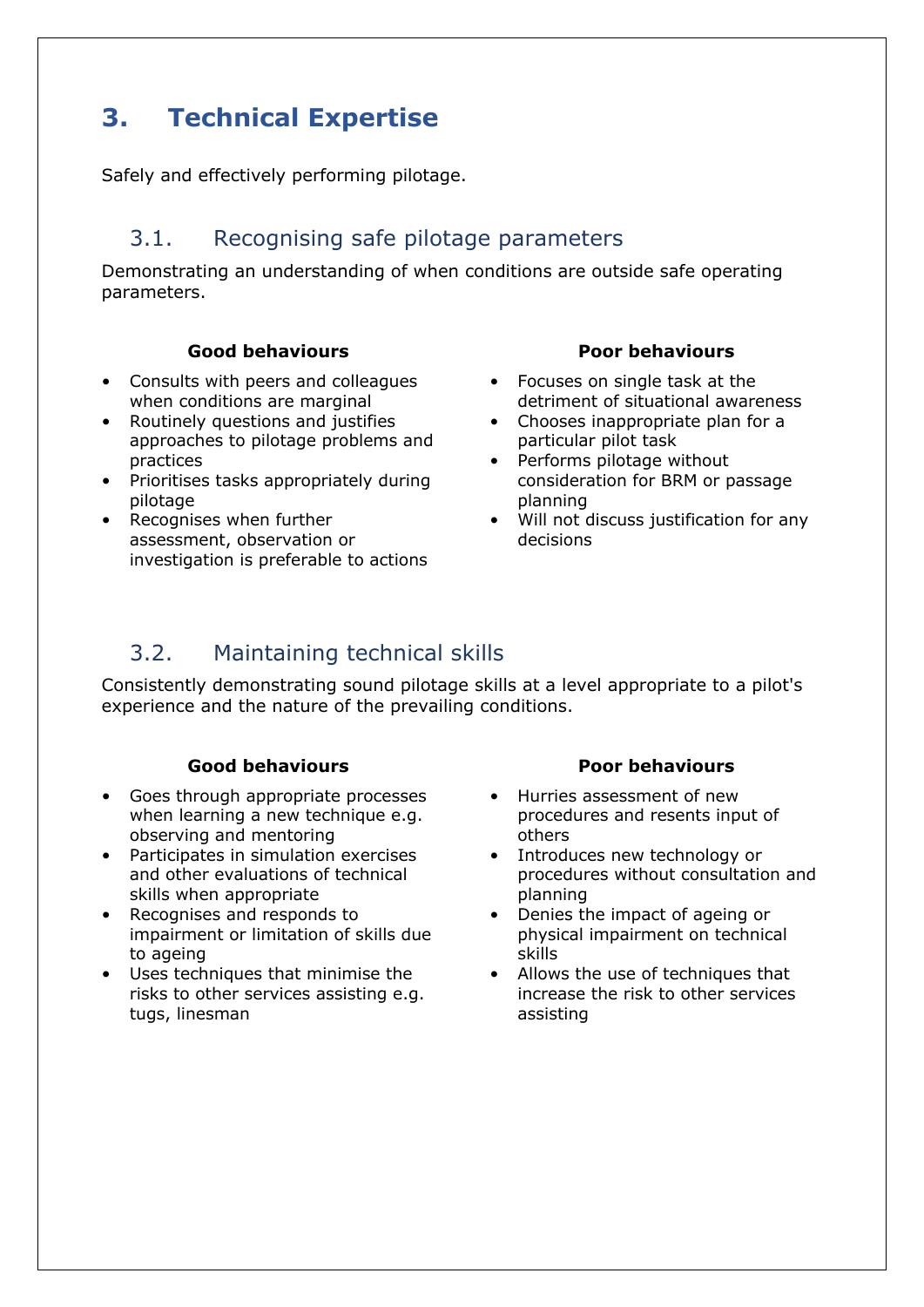# 3. Technical Expertise

Safely and effectively performing pilotage.

## 3.1. Recognising safe pilotage parameters

Demonstrating an understanding of when conditions are outside safe operating parameters.

**Good behaviours**

- Consults with peers and colleagues when conditions are marginal
- Routinely questions and justifies approaches to pilotage problems and practices
- Prioritises tasks appropriately during pilotage
- Recognises when further assessment, observation or investigation is preferable to actions

**Poor behaviours**

- Focuses on single task at the detriment of situational awareness
- Chooses inappropriate plan for a particular pilot task
- Performs pilotage without consideration for BRM or passage planning
- Will not discuss justification for any decisions

## 3.2. Maintaining technical skills

Consistently demonstrating sound pilotage skills at a level appropriate to a pilot's experience and the nature of the prevailing conditions.

**Good behaviours**

- Goes through appropriate processes when learning a new technique e.g. observing and mentoring
- Participates in simulation exercises and other evaluations of technical skills when appropriate
- Recognises and responds to impairment or limitation of skills due to ageing
- Uses techniques that minimise the risks to other services assisting e.g. tugs, linesman

**Poor behaviours**

- Hurries assessment of new procedures and resents input of others
- Introduces new technology or procedures without consultation and planning
- Denies the impact of ageing or physical impairment on technical skills
- Allows the use of techniques that increase the risk to other services assisting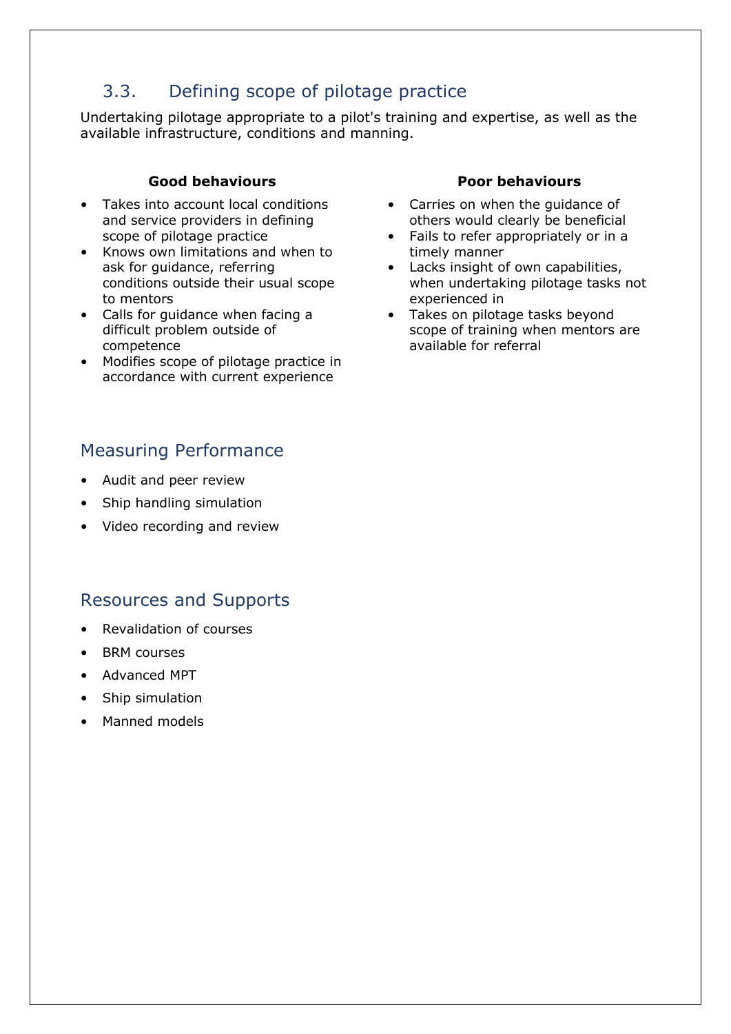## 3.3. Defining scope of pilotage practice

Undertaking pilotage appropriate to a pilot's training and expertise, as well as the available infrastructure, conditions and manning.

**Good behaviours**

- Takes into account local conditions and service providers in defining scope of pilotage practice
- Knows own limitations and when to ask for guidance, referring conditions outside their usual scope to mentors
- Calls for guidance when facing a difficult problem outside of competence
- Modifies scope of pilotage practice in accordance with current experience

**Poor behaviours**

- Carries on when the guidance of others would clearly be beneficial
- Fails to refer appropriately or in a timely manner
- Lacks insight of own capabilities, when undertaking pilotage tasks not experienced in
- Takes on pilotage tasks beyond scope of training when mentors are available for referral

### Measuring Performance

- Audit and peer review
- Ship handling simulation
- Video recording and review

### Resources and Supports

- Revalidation of courses
- BRM courses
- Advanced MPT
- Ship simulation
- Manned models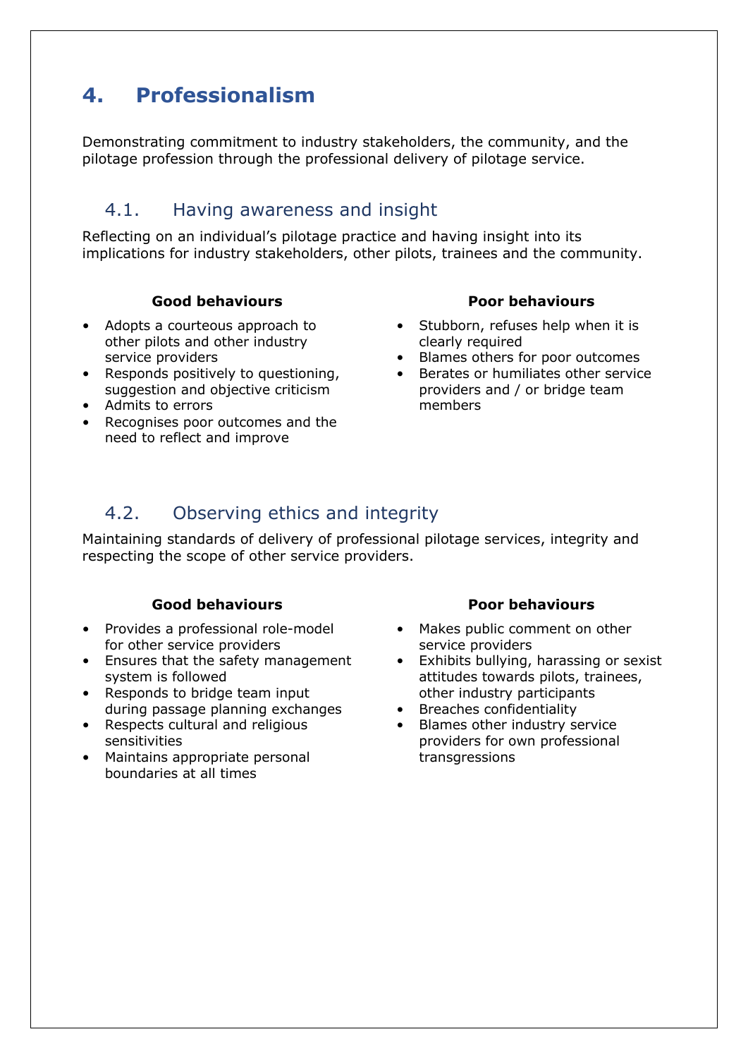# 4. Professionalism

Demonstrating commitment to industry stakeholders, the community, and the pilotage profession through the professional delivery of pilotage service.

## 4.1. Having awareness and insight

Reflecting on an individual's pilotage practice and having insight into its implications for industry stakeholders, other pilots, trainees and the community.

**Good behaviours**

- Adopts a courteous approach to other pilots and other industry service providers
- Responds positively to questioning, suggestion and objective criticism
- Admits to errors
- Recognises poor outcomes and the need to reflect and improve

**Poor behaviours**

- Stubborn, refuses help when it is clearly required
- Blames others for poor outcomes
- Berates or humiliates other service providers and / or bridge team members

## 4.2. Observing ethics and integrity

Maintaining standards of delivery of professional pilotage services, integrity and respecting the scope of other service providers.

**Good behaviours**

- Provides a professional role-model for other service providers
- Ensures that the safety management system is followed
- Responds to bridge team input during passage planning exchanges
- Respects cultural and religious sensitivities
- Maintains appropriate personal boundaries at all times

**Poor behaviours**

- Makes public comment on other service providers
- Exhibits bullying, harassing or sexist attitudes towards pilots, trainees, other industry participants
- Breaches confidentiality
- Blames other industry service providers for own professional transgressions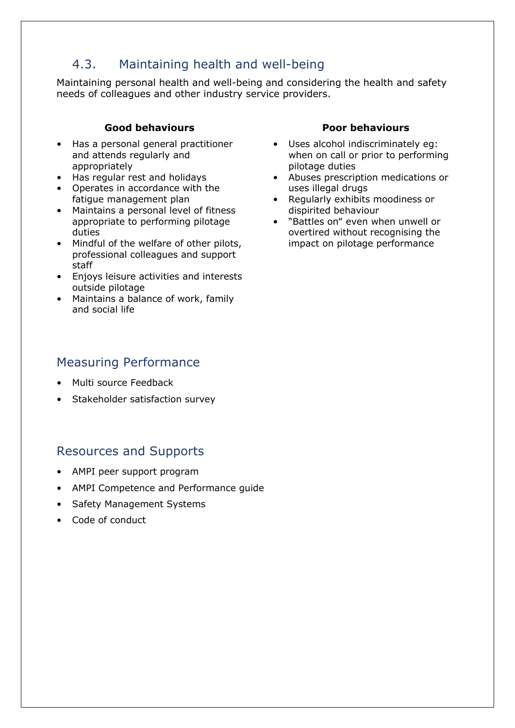## 4.3. Maintaining health and well-being

Maintaining personal health and well-being and considering the health and safety needs of colleagues and other industry service providers.

**Good behaviours**

- Has a personal general practitioner and attends regularly and appropriately
- Has regular rest and holidays
- Operates in accordance with the fatigue management plan
- Maintains a personal level of fitness appropriate to performing pilotage duties
- Mindful of the welfare of other pilots, professional colleagues and support staff
- Enjoys leisure activities and interests outside pilotage
- Maintains a balance of work, family and social life

**Poor behaviours**

- Uses alcohol indiscriminately eg: when on call or prior to performing pilotage duties
- Abuses prescription medications or uses illegal drugs
- Regularly exhibits moodiness or dispirited behaviour
- "Battles on" even when unwell or overtired without recognising the impact on pilotage performance

## Measuring Performance

- Multi source Feedback
- Stakeholder satisfaction survey

## Resources and Supports

- AMPI peer support program
- AMPI Competence and Performance guide
- Safety Management Systems
- Code of conduct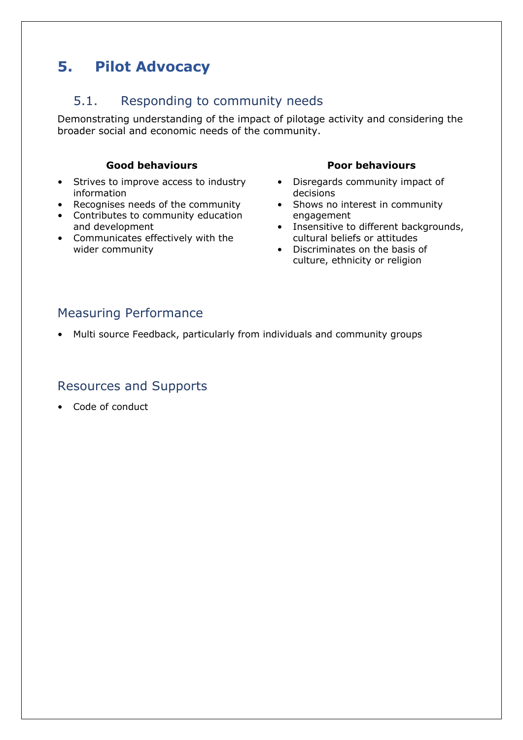# 5. Pilot Advocacy

## 5.1. Responding to community needs

Demonstrating understanding of the impact of pilotage activity and considering the broader social and economic needs of the community.

**Good behaviours**

- Strives to improve access to industry information
- Recognises needs of the community
- Contributes to community education and development
- Communicates effectively with the wider community

**Poor behaviours**

- Disregards community impact of decisions
- Shows no interest in community engagement
- Insensitive to different backgrounds, cultural beliefs or attitudes
- Discriminates on the basis of culture, ethnicity or religion

### Measuring Performance

- Multi source Feedback, particularly from individuals and community groups

### Resources and Supports

- Code of conduct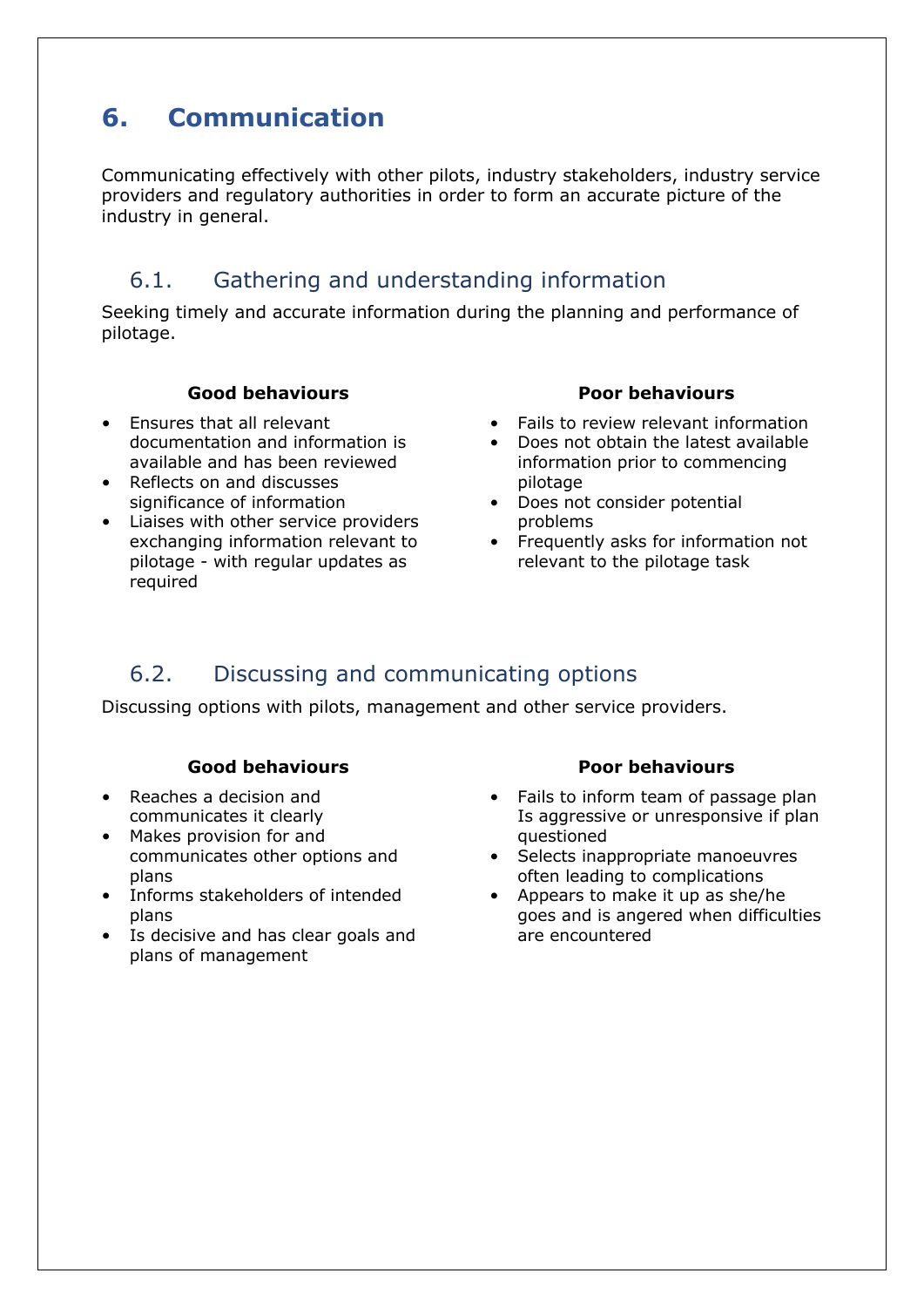# 6. Communication

Communicating effectively with other pilots, industry stakeholders, industry service providers and regulatory authorities in order to form an accurate picture of the industry in general.

## 6.1. Gathering and understanding information

Seeking timely and accurate information during the planning and performance of pilotage.

**Good behaviours**

- Ensures that all relevant documentation and information is available and has been reviewed
- Reflects on and discusses significance of information
- Liaises with other service providers exchanging information relevant to pilotage - with regular updates as required

**Poor behaviours**

- Fails to review relevant information
- Does not obtain the latest available information prior to commencing pilotage
- Does not consider potential problems
- Frequently asks for information not relevant to the pilotage task

## 6.2. Discussing and communicating options

Discussing options with pilots, management and other service providers.

**Good behaviours**

- Reaches a decision and communicates it clearly
- Makes provision for and communicates other options and plans
- Informs stakeholders of intended plans
- Is decisive and has clear goals and plans of management

**Poor behaviours**

- Fails to inform team of passage plan Is aggressive or unresponsive if plan questioned
- Selects inappropriate manoeuvres often leading to complications
- Appears to make it up as she/he goes and is angered when difficulties are encountered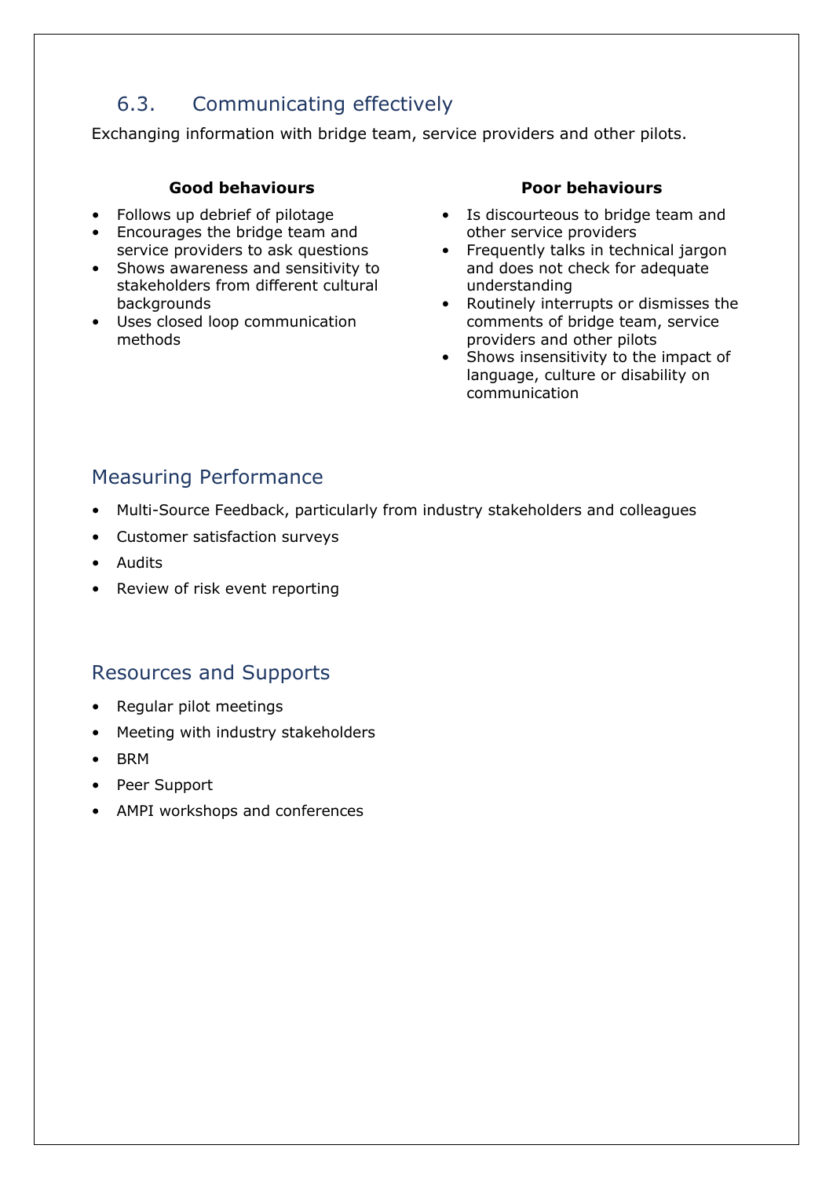## 6.3. Communicating effectively

Exchanging information with bridge team, service providers and other pilots.

**Good behaviours**

- Follows up debrief of pilotage
- Encourages the bridge team and service providers to ask questions
- Shows awareness and sensitivity to stakeholders from different cultural backgrounds
- Uses closed loop communication methods

**Poor behaviours**

- Is discourteous to bridge team and other service providers
- Frequently talks in technical jargon and does not check for adequate understanding
- Routinely interrupts or dismisses the comments of bridge team, service providers and other pilots
- Shows insensitivity to the impact of language, culture or disability on communication

## Measuring Performance

- Multi-Source Feedback, particularly from industry stakeholders and colleagues
- Customer satisfaction surveys
- Audits
- Review of risk event reporting

## Resources and Supports

- Regular pilot meetings
- Meeting with industry stakeholders
- BRM
- Peer Support
- AMPI workshops and conferences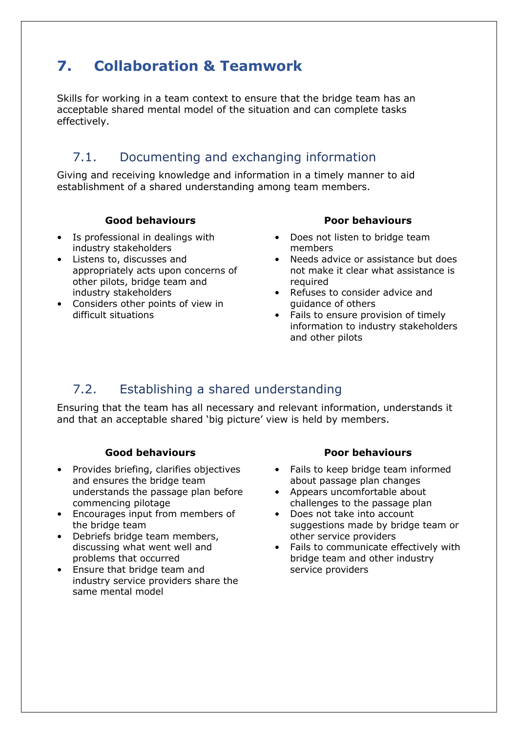# 7. Collaboration & Teamwork

Skills for working in a team context to ensure that the bridge team has an acceptable shared mental model of the situation and can complete tasks effectively.

## 7.1. Documenting and exchanging information

Giving and receiving knowledge and information in a timely manner to aid establishment of a shared understanding among team members.

**Good behaviours**

- Is professional in dealings with industry stakeholders
- Listens to, discusses and appropriately acts upon concerns of other pilots, bridge team and industry stakeholders
- Considers other points of view in difficult situations

**Poor behaviours**

- Does not listen to bridge team members
- Needs advice or assistance but does not make it clear what assistance is required
- Refuses to consider advice and guidance of others
- Fails to ensure provision of timely information to industry stakeholders and other pilots

## 7.2. Establishing a shared understanding

Ensuring that the team has all necessary and relevant information, understands it and that an acceptable shared 'big picture' view is held by members.

**Good behaviours**

- Provides briefing, clarifies objectives and ensures the bridge team understands the passage plan before commencing pilotage
- Encourages input from members of the bridge team
- Debriefs bridge team members, discussing what went well and problems that occurred
- Ensure that bridge team and industry service providers share the same mental model

**Poor behaviours**

- Fails to keep bridge team informed about passage plan changes
- Appears uncomfortable about challenges to the passage plan
- Does not take into account suggestions made by bridge team or other service providers
- Fails to communicate effectively with bridge team and other industry service providers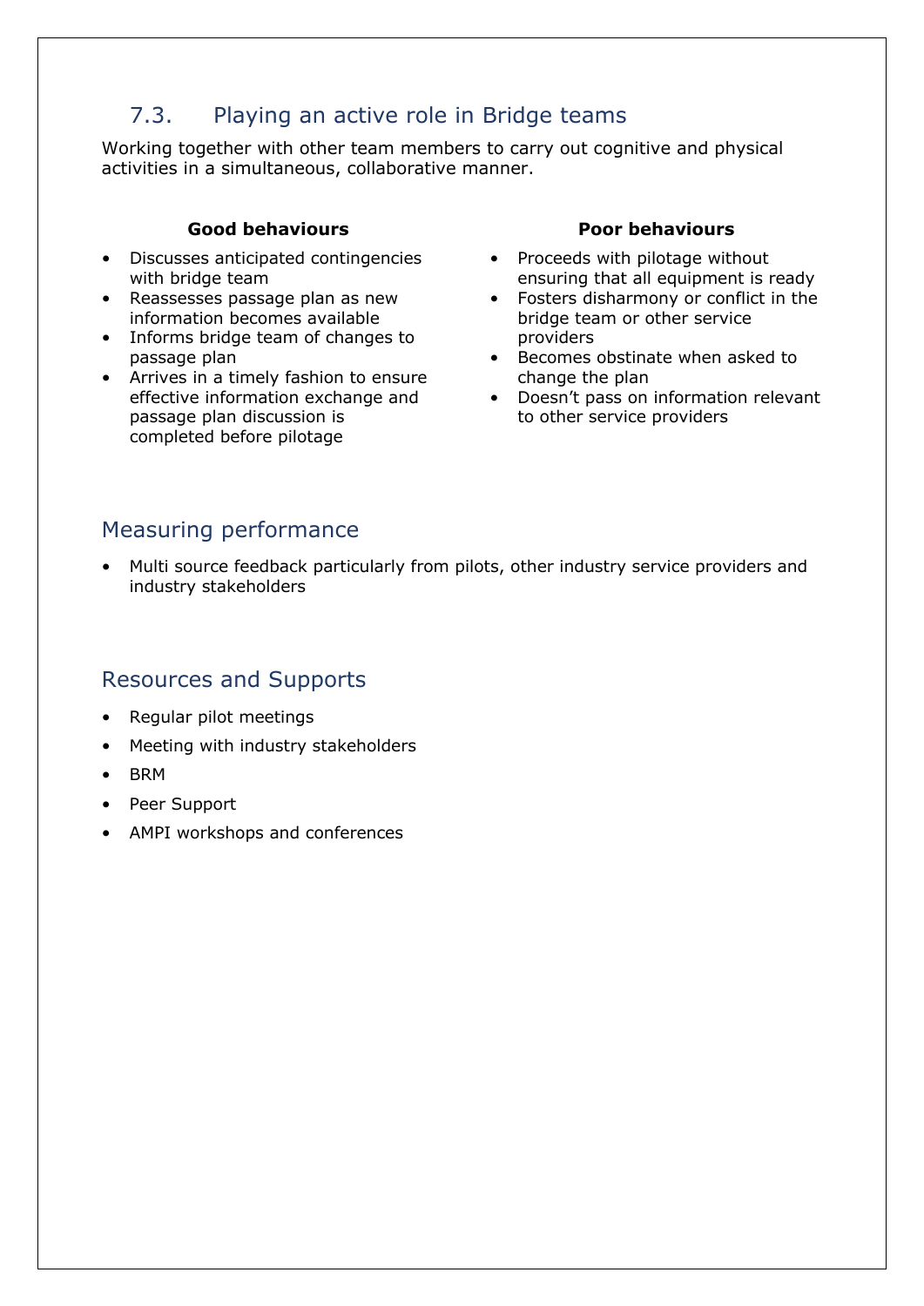## 7.3. Playing an active role in Bridge teams

Working together with other team members to carry out cognitive and physical activities in a simultaneous, collaborative manner.

**Good behaviours**

- Discusses anticipated contingencies with bridge team
- Reassesses passage plan as new information becomes available
- Informs bridge team of changes to passage plan
- Arrives in a timely fashion to ensure effective information exchange and passage plan discussion is completed before pilotage

**Poor behaviours**

- Proceeds with pilotage without ensuring that all equipment is ready
- Fosters disharmony or conflict in the bridge team or other service providers
- Becomes obstinate when asked to change the plan
- Doesn't pass on information relevant to other service providers

## Measuring performance

- Multi source feedback particularly from pilots, other industry service providers and industry stakeholders

## Resources and Supports

- Regular pilot meetings
- Meeting with industry stakeholders
- BRM
- Peer Support
- AMPI workshops and conferences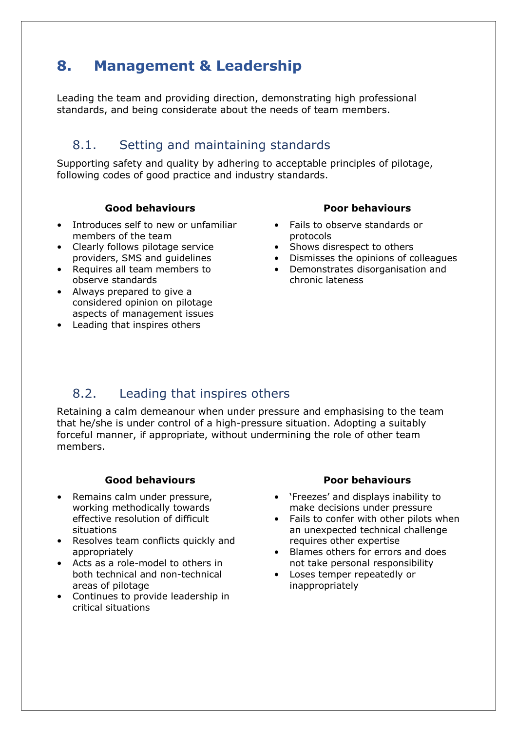# 8. Management & Leadership

Leading the team and providing direction, demonstrating high professional standards, and being considerate about the needs of team members.

## 8.1. Setting and maintaining standards

Supporting safety and quality by adhering to acceptable principles of pilotage, following codes of good practice and industry standards.

**Good behaviours**

- Introduces self to new or unfamiliar members of the team
- Clearly follows pilotage service providers, SMS and guidelines
- Requires all team members to observe standards
- Always prepared to give a considered opinion on pilotage aspects of management issues
- Leading that inspires others

**Poor behaviours**

- Fails to observe standards or protocols
- Shows disrespect to others
- Dismisses the opinions of colleagues
- Demonstrates disorganisation and chronic lateness

## 8.2. Leading that inspires others

Retaining a calm demeanour when under pressure and emphasising to the team that he/she is under control of a high-pressure situation. Adopting a suitably forceful manner, if appropriate, without undermining the role of other team members.

**Good behaviours**

- Remains calm under pressure, working methodically towards effective resolution of difficult situations
- Resolves team conflicts quickly and appropriately
- Acts as a role-model to others in both technical and non-technical areas of pilotage
- Continues to provide leadership in critical situations

**Poor behaviours**

- 'Freezes' and displays inability to make decisions under pressure
- Fails to confer with other pilots when an unexpected technical challenge requires other expertise
- Blames others for errors and does not take personal responsibility
- Loses temper repeatedly or inappropriately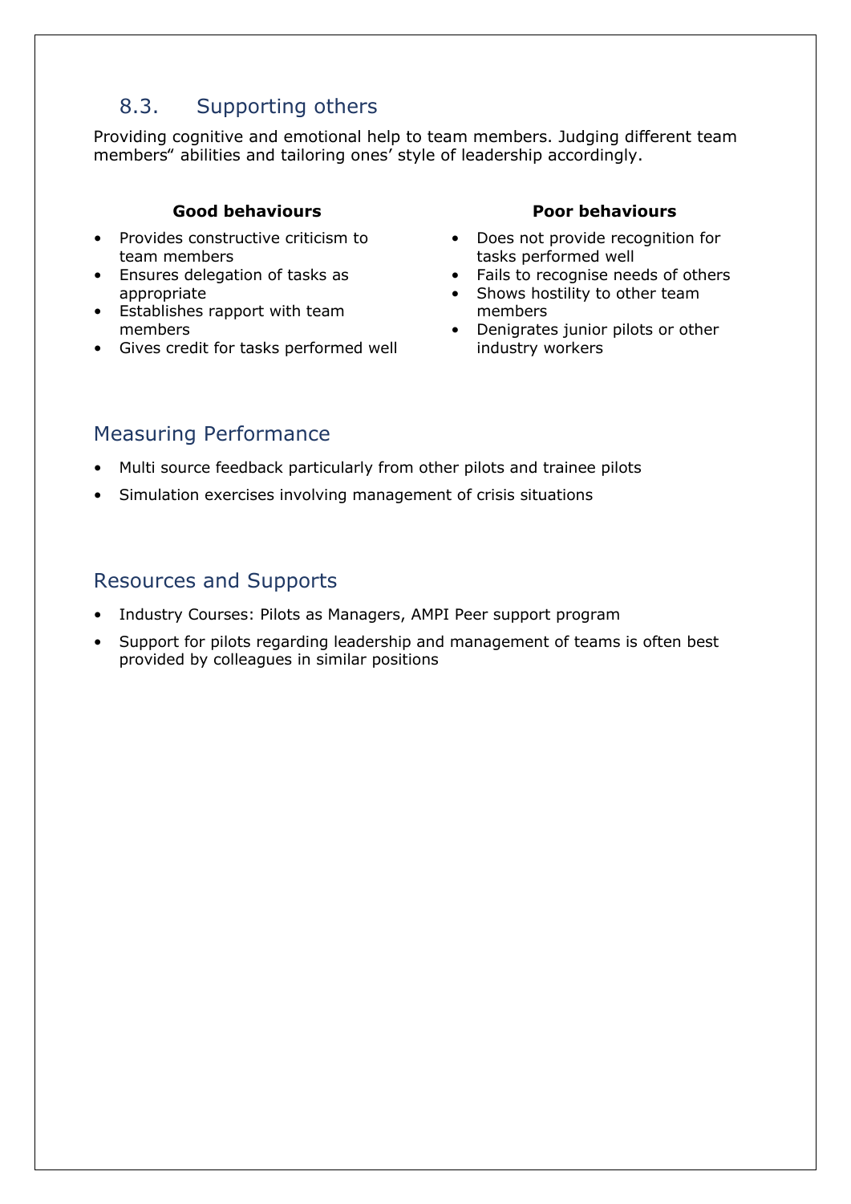## 8.3. Supporting others

Providing cognitive and emotional help to team members. Judging different team members" abilities and tailoring ones' style of leadership accordingly.

**Good behaviours**

- Provides constructive criticism to team members
- Ensures delegation of tasks as appropriate
- Establishes rapport with team members
- Gives credit for tasks performed well

**Poor behaviours**

- Does not provide recognition for tasks performed well
- Fails to recognise needs of others
- Shows hostility to other team members
- Denigrates junior pilots or other industry workers

## Measuring Performance

- Multi source feedback particularly from other pilots and trainee pilots
- Simulation exercises involving management of crisis situations

## Resources and Supports

- Industry Courses: Pilots as Managers, AMPI Peer support program
- Support for pilots regarding leadership and management of teams is often best provided by colleagues in similar positions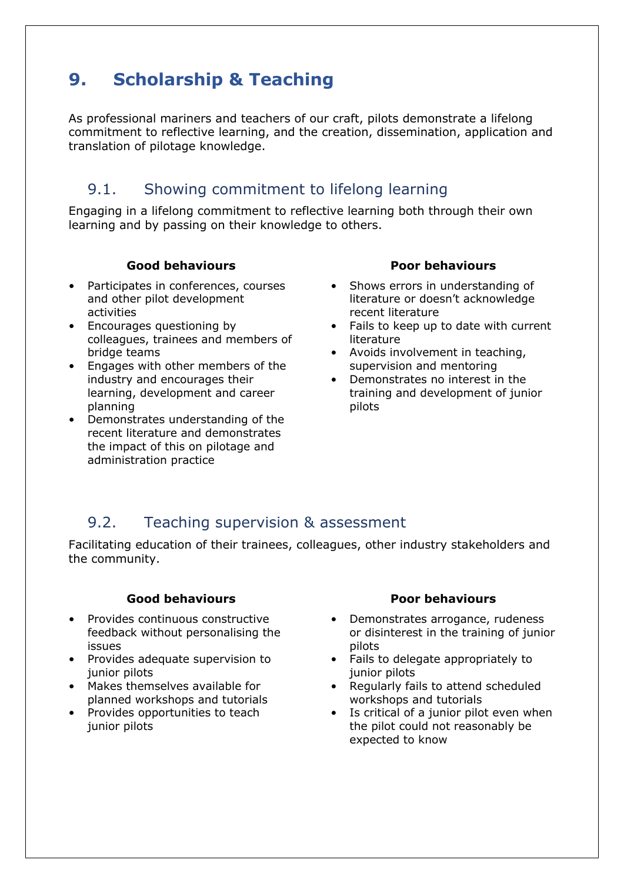# 9. Scholarship & Teaching

As professional mariners and teachers of our craft, pilots demonstrate a lifelong commitment to reflective learning, and the creation, dissemination, application and translation of pilotage knowledge.

## 9.1. Showing commitment to lifelong learning

Engaging in a lifelong commitment to reflective learning both through their own learning and by passing on their knowledge to others.

**Good behaviours**

- Participates in conferences, courses and other pilot development activities
- Encourages questioning by colleagues, trainees and members of bridge teams
- Engages with other members of the industry and encourages their learning, development and career planning
- Demonstrates understanding of the recent literature and demonstrates the impact of this on pilotage and administration practice

**Poor behaviours**

- Shows errors in understanding of literature or doesn't acknowledge recent literature
- Fails to keep up to date with current literature
- Avoids involvement in teaching, supervision and mentoring
- Demonstrates no interest in the training and development of junior pilots

## 9.2. Teaching supervision & assessment

Facilitating education of their trainees, colleagues, other industry stakeholders and the community.

**Good behaviours**

- Provides continuous constructive feedback without personalising the issues
- Provides adequate supervision to junior pilots
- Makes themselves available for planned workshops and tutorials
- Provides opportunities to teach junior pilots

**Poor behaviours**

- Demonstrates arrogance, rudeness or disinterest in the training of junior pilots
- Fails to delegate appropriately to junior pilots
- Regularly fails to attend scheduled workshops and tutorials
- Is critical of a junior pilot even when the pilot could not reasonably be expected to know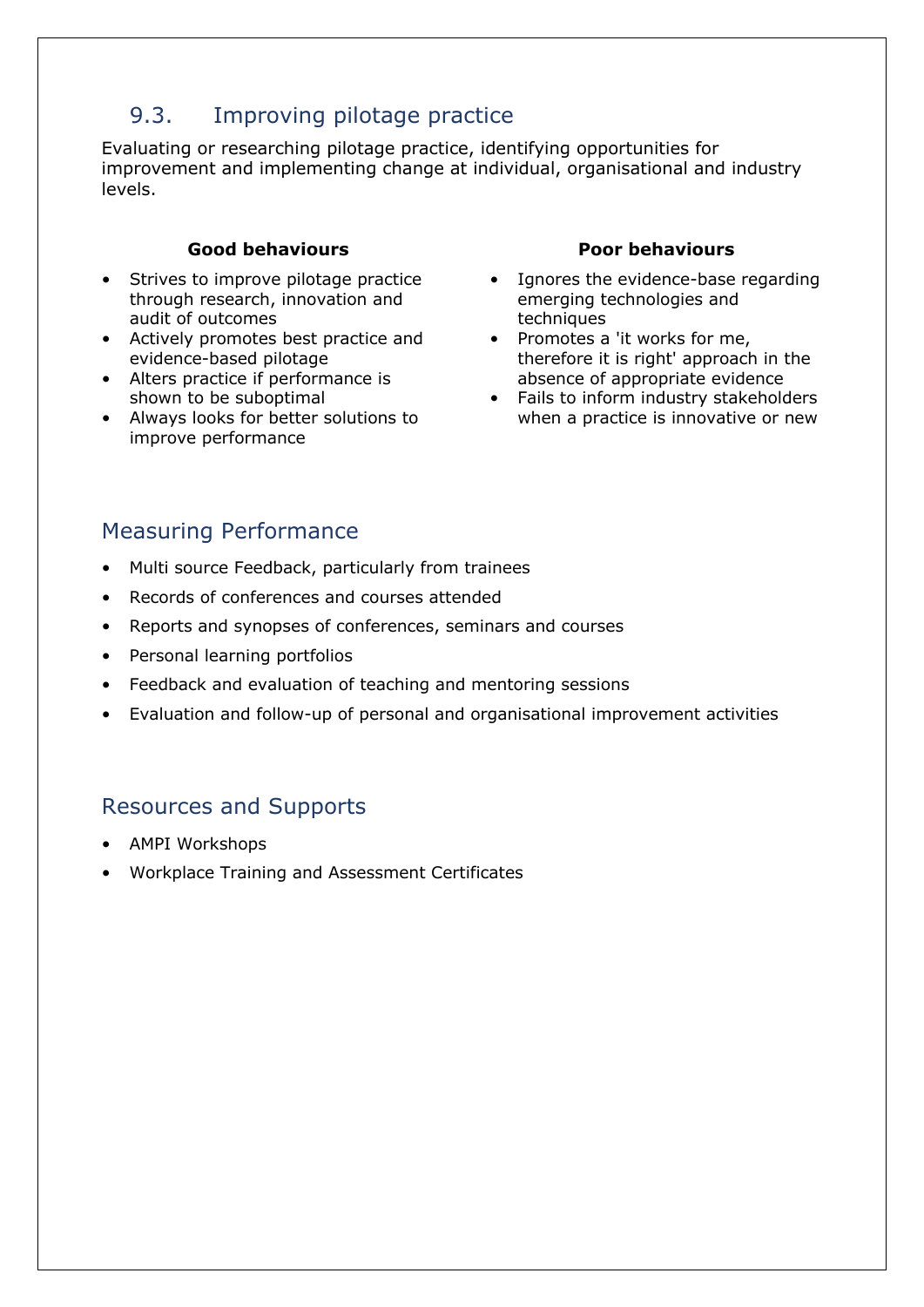## 9.3. Improving pilotage practice

Evaluating or researching pilotage practice, identifying opportunities for improvement and implementing change at individual, organisational and industry levels.

**Good behaviours**

- Strives to improve pilotage practice through research, innovation and audit of outcomes
- Actively promotes best practice and evidence-based pilotage
- Alters practice if performance is shown to be suboptimal
- Always looks for better solutions to improve performance

**Poor behaviours**

- Ignores the evidence-base regarding emerging technologies and techniques
- Promotes a 'it works for me, therefore it is right' approach in the absence of appropriate evidence
- Fails to inform industry stakeholders when a practice is innovative or new

## Measuring Performance

- Multi source Feedback, particularly from trainees
- Records of conferences and courses attended
- Reports and synopses of conferences, seminars and courses
- Personal learning portfolios
- Feedback and evaluation of teaching and mentoring sessions
- Evaluation and follow-up of personal and organisational improvement activities

## Resources and Supports

- AMPI Workshops
- Workplace Training and Assessment Certificates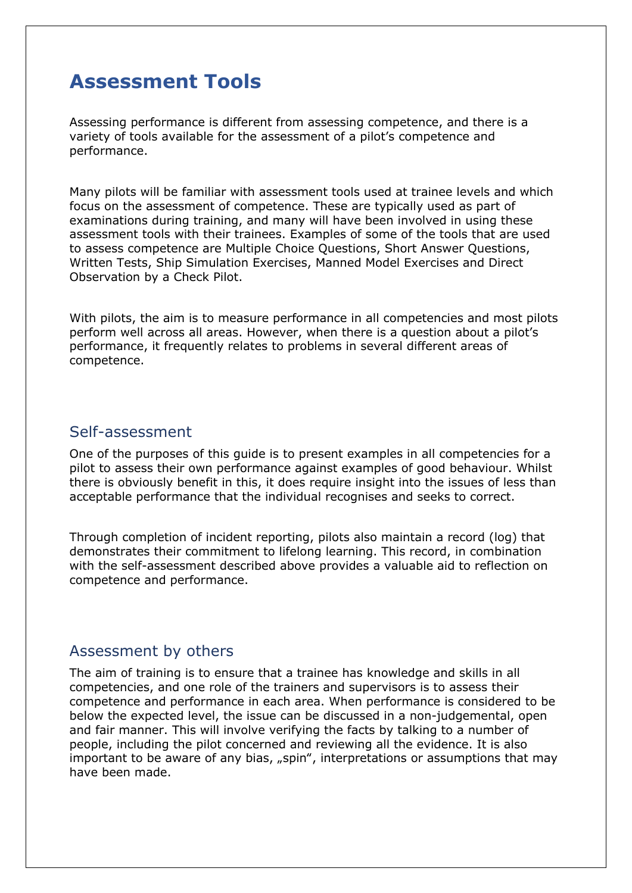# Assessment Tools

Assessing performance is different from assessing competence, and there is a variety of tools available for the assessment of a pilot's competence and performance.

Many pilots will be familiar with assessment tools used at trainee levels and which focus on the assessment of competence. These are typically used as part of examinations during training, and many will have been involved in using these assessment tools with their trainees. Examples of some of the tools that are used to assess competence are Multiple Choice Questions, Short Answer Questions, Written Tests, Ship Simulation Exercises, Manned Model Exercises and Direct Observation by a Check Pilot.

With pilots, the aim is to measure performance in all competencies and most pilots perform well across all areas. However, when there is a question about a pilot's performance, it frequently relates to problems in several different areas of competence.

## Self-assessment

One of the purposes of this guide is to present examples in all competencies for a pilot to assess their own performance against examples of good behaviour. Whilst there is obviously benefit in this, it does require insight into the issues of less than acceptable performance that the individual recognises and seeks to correct.

Through completion of incident reporting, pilots also maintain a record (log) that demonstrates their commitment to lifelong learning. This record, in combination with the self-assessment described above provides a valuable aid to reflection on competence and performance.

## Assessment by others

The aim of training is to ensure that a trainee has knowledge and skills in all competencies, and one role of the trainers and supervisors is to assess their competence and performance in each area. When performance is considered to be below the expected level, the issue can be discussed in a non-judgemental, open and fair manner. This will involve verifying the facts by talking to a number of people, including the pilot concerned and reviewing all the evidence. It is also important to be aware of any bias, „spin", interpretations or assumptions that may have been made.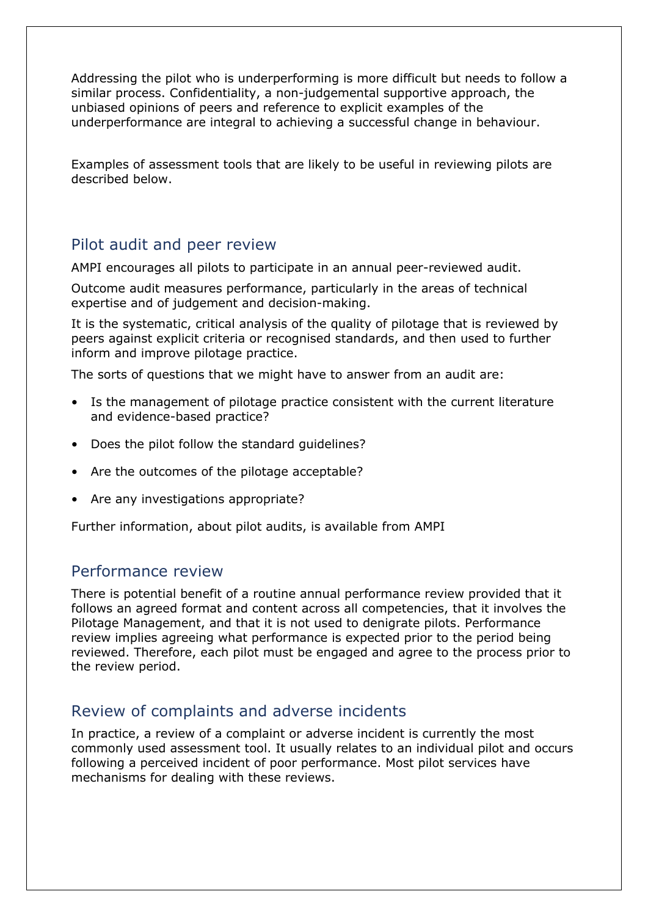Addressing the pilot who is underperforming is more difficult but needs to follow a similar process. Confidentiality, a non-judgemental supportive approach, the unbiased opinions of peers and reference to explicit examples of the underperformance are integral to achieving a successful change in behaviour.

Examples of assessment tools that are likely to be useful in reviewing pilots are described below.

## Pilot audit and peer review

AMPI encourages all pilots to participate in an annual peer-reviewed audit.

Outcome audit measures performance, particularly in the areas of technical expertise and of judgement and decision-making.

It is the systematic, critical analysis of the quality of pilotage that is reviewed by peers against explicit criteria or recognised standards, and then used to further inform and improve pilotage practice.

The sorts of questions that we might have to answer from an audit are:

- Is the management of pilotage practice consistent with the current literature and evidence-based practice?
- Does the pilot follow the standard guidelines?
- Are the outcomes of the pilotage acceptable?
- Are any investigations appropriate?

Further information, about pilot audits, is available from AMPI

## Performance review

There is potential benefit of a routine annual performance review provided that it follows an agreed format and content across all competencies, that it involves the Pilotage Management, and that it is not used to denigrate pilots. Performance review implies agreeing what performance is expected prior to the period being reviewed. Therefore, each pilot must be engaged and agree to the process prior to the review period.

## Review of complaints and adverse incidents

In practice, a review of a complaint or adverse incident is currently the most commonly used assessment tool. It usually relates to an individual pilot and occurs following a perceived incident of poor performance. Most pilot services have mechanisms for dealing with these reviews.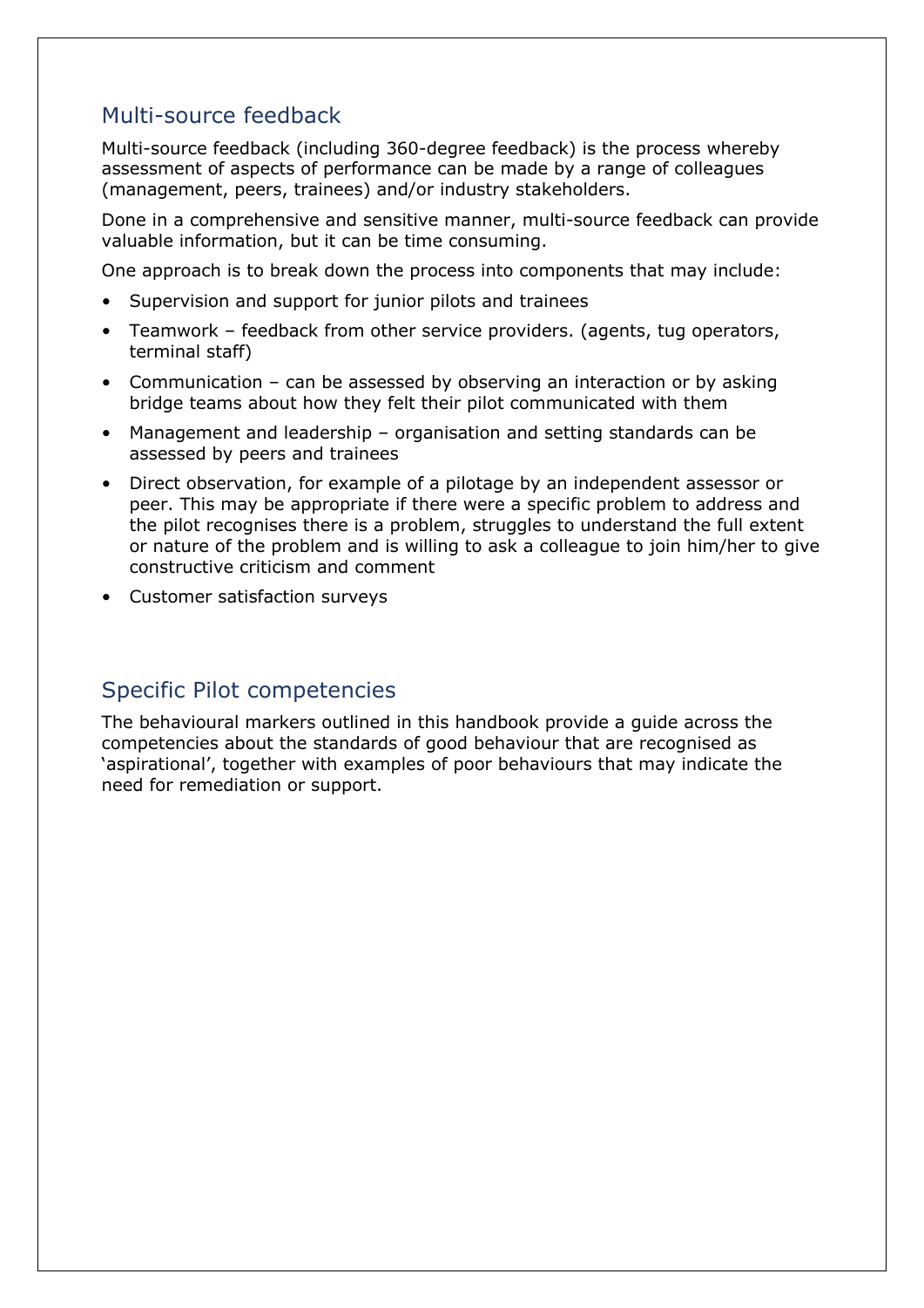## Multi-source feedback

Multi-source feedback (including 360-degree feedback) is the process whereby assessment of aspects of performance can be made by a range of colleagues (management, peers, trainees) and/or industry stakeholders.

Done in a comprehensive and sensitive manner, multi-source feedback can provide valuable information, but it can be time consuming.

One approach is to break down the process into components that may include:

- Supervision and support for junior pilots and trainees
- Teamwork – feedback from other service providers. (agents, tug operators, terminal staff)
- Communication – can be assessed by observing an interaction or by asking bridge teams about how they felt their pilot communicated with them
- Management and leadership – organisation and setting standards can be assessed by peers and trainees
- Direct observation, for example of a pilotage by an independent assessor or peer. This may be appropriate if there were a specific problem to address and the pilot recognises there is a problem, struggles to understand the full extent or nature of the problem and is willing to ask a colleague to join him/her to give constructive criticism and comment
- Customer satisfaction surveys

## Specific Pilot competencies

The behavioural markers outlined in this handbook provide a guide across the competencies about the standards of good behaviour that are recognised as 'aspirational', together with examples of poor behaviours that may indicate the need for remediation or support.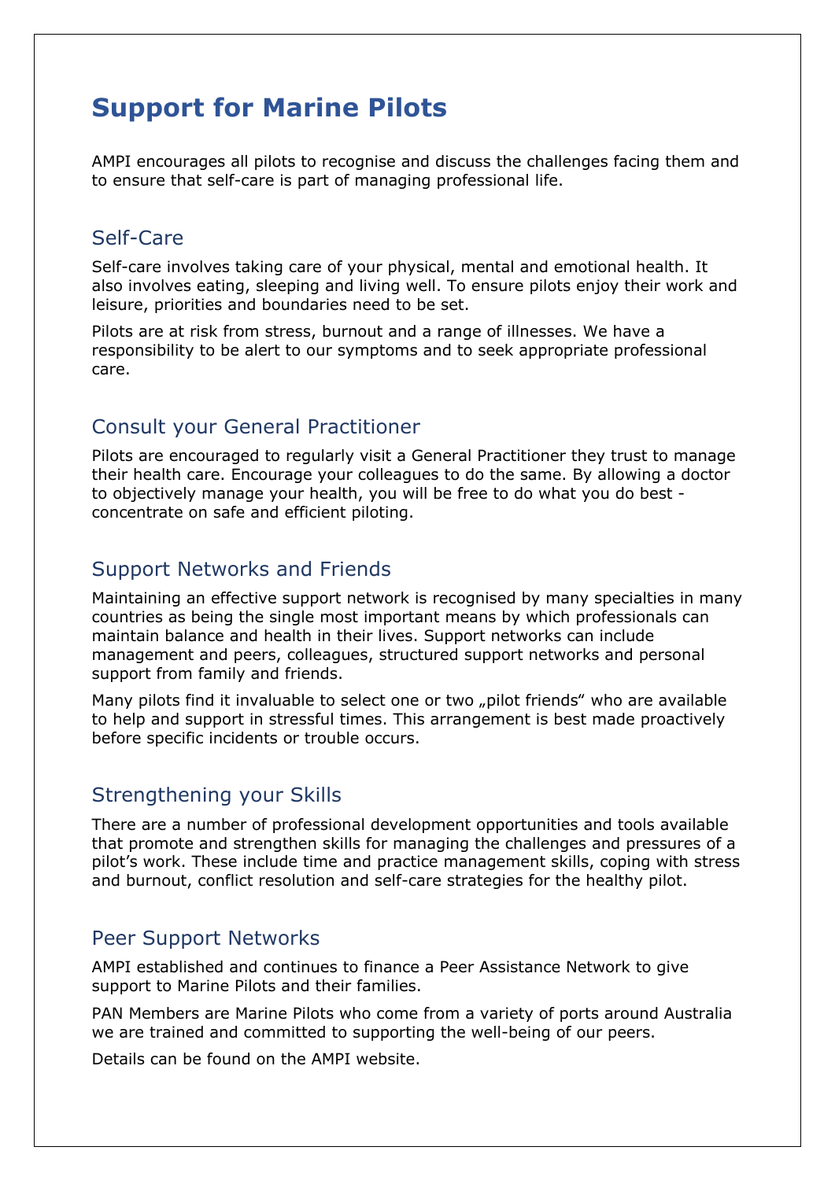# Support for Marine Pilots

AMPI encourages all pilots to recognise and discuss the challenges facing them and to ensure that self-care is part of managing professional life.

## Self-Care

Self-care involves taking care of your physical, mental and emotional health. It also involves eating, sleeping and living well. To ensure pilots enjoy their work and leisure, priorities and boundaries need to be set.

Pilots are at risk from stress, burnout and a range of illnesses. We have a responsibility to be alert to our symptoms and to seek appropriate professional care.

## Consult your General Practitioner

Pilots are encouraged to regularly visit a General Practitioner they trust to manage their health care. Encourage your colleagues to do the same. By allowing a doctor to objectively manage your health, you will be free to do what you do best - concentrate on safe and efficient piloting.

## Support Networks and Friends

Maintaining an effective support network is recognised by many specialties in many countries as being the single most important means by which professionals can maintain balance and health in their lives. Support networks can include management and peers, colleagues, structured support networks and personal support from family and friends.

Many pilots find it invaluable to select one or two „pilot friends" who are available to help and support in stressful times. This arrangement is best made proactively before specific incidents or trouble occurs.

## Strengthening your Skills

There are a number of professional development opportunities and tools available that promote and strengthen skills for managing the challenges and pressures of a pilot's work. These include time and practice management skills, coping with stress and burnout, conflict resolution and self-care strategies for the healthy pilot.

## Peer Support Networks

AMPI established and continues to finance a Peer Assistance Network to give support to Marine Pilots and their families.

PAN Members are Marine Pilots who come from a variety of ports around Australia we are trained and committed to supporting the well-being of our peers.

Details can be found on the AMPI website.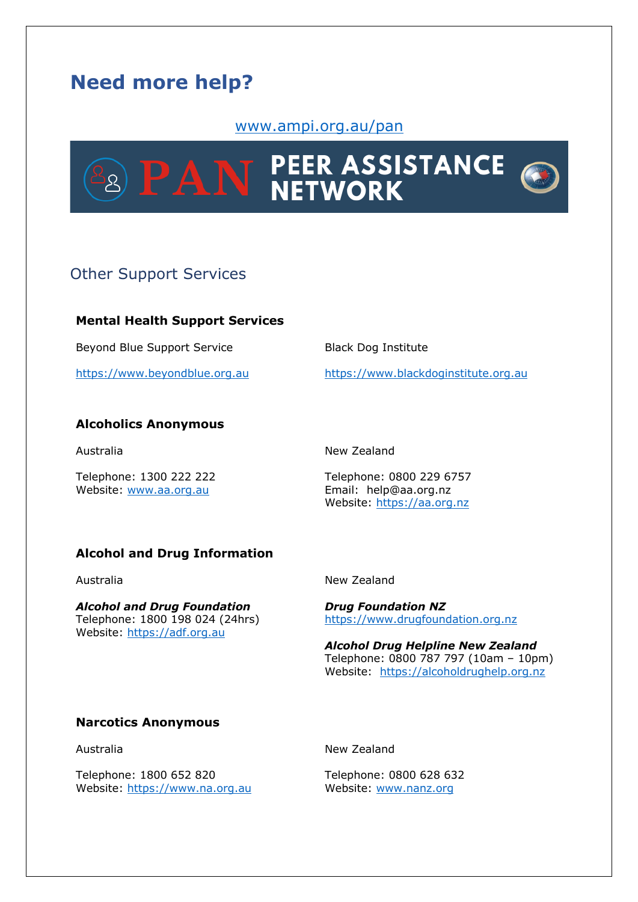# Need more help?

www.ampi.org.au/pan

PAN PEER ASSISTANCE NETWORK

## Other Support Services

### Mental Health Support Services

Beyond Blue Support Service

https://www.beyondblue.org.au

Black Dog Institute

https://www.blackdoginstitute.org.au

### Alcoholics Anonymous

Australia

Telephone: 1300 222 222
Website: www.aa.org.au

New Zealand

Telephone: 0800 229 6757
Email: help@aa.org.nz
Website: https://aa.org.nz

### Alcohol and Drug Information

Australia

***Alcohol and Drug Foundation***
Telephone: 1800 198 024 (24hrs)
Website: https://adf.org.au

New Zealand

***Drug Foundation NZ***
https://www.drugfoundation.org.nz

***Alcohol Drug Helpline New Zealand***
Telephone: 0800 787 797 (10am – 10pm)
Website: https://alcoholdrughelp.org.nz

### Narcotics Anonymous

Australia

Telephone: 1800 652 820
Website: https://www.na.org.au

New Zealand

Telephone: 0800 628 632
Website: www.nanz.org